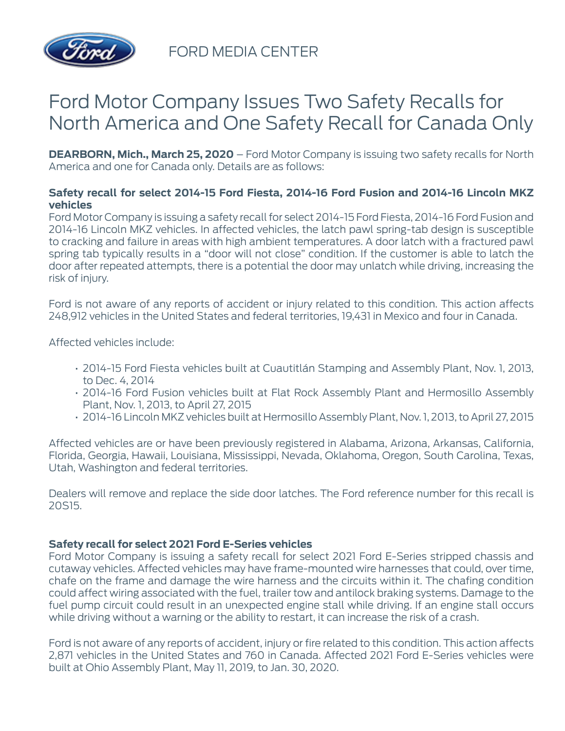FORD MEDIA CENTER

# Ford Motor Company Issues Two Safety Recalls for North America and One Safety Recall for Canada Only

**DEARBORN, Mich., March 25, 2020** – Ford Motor Company is issuing two safety recalls for North America and one for Canada only. Details are as follows:

**Safety recall for select 2014-15 Ford Fiesta, 2014-16 Ford Fusion and 2014-16 Lincoln MKZ vehicles**
Ford Motor Company is issuing a safety recall for select 2014-15 Ford Fiesta, 2014-16 Ford Fusion and 2014-16 Lincoln MKZ vehicles. In affected vehicles, the latch pawl spring-tab design is susceptible to cracking and failure in areas with high ambient temperatures. A door latch with a fractured pawl spring tab typically results in a "door will not close" condition. If the customer is able to latch the door after repeated attempts, there is a potential the door may unlatch while driving, increasing the risk of injury.

Ford is not aware of any reports of accident or injury related to this condition. This action affects 248,912 vehicles in the United States and federal territories, 19,431 in Mexico and four in Canada.

Affected vehicles include:

- 2014-15 Ford Fiesta vehicles built at Cuautitlán Stamping and Assembly Plant, Nov. 1, 2013, to Dec. 4, 2014
- 2014-16 Ford Fusion vehicles built at Flat Rock Assembly Plant and Hermosillo Assembly Plant, Nov. 1, 2013, to April 27, 2015
- 2014-16 Lincoln MKZ vehicles built at Hermosillo Assembly Plant, Nov. 1, 2013, to April 27, 2015

Affected vehicles are or have been previously registered in Alabama, Arizona, Arkansas, California, Florida, Georgia, Hawaii, Louisiana, Mississippi, Nevada, Oklahoma, Oregon, South Carolina, Texas, Utah, Washington and federal territories.

Dealers will remove and replace the side door latches. The Ford reference number for this recall is 20S15.

**Safety recall for select 2021 Ford E-Series vehicles**
Ford Motor Company is issuing a safety recall for select 2021 Ford E-Series stripped chassis and cutaway vehicles. Affected vehicles may have frame-mounted wire harnesses that could, over time, chafe on the frame and damage the wire harness and the circuits within it. The chafing condition could affect wiring associated with the fuel, trailer tow and antilock braking systems. Damage to the fuel pump circuit could result in an unexpected engine stall while driving. If an engine stall occurs while driving without a warning or the ability to restart, it can increase the risk of a crash.

Ford is not aware of any reports of accident, injury or fire related to this condition. This action affects 2,871 vehicles in the United States and 760 in Canada. Affected 2021 Ford E-Series vehicles were built at Ohio Assembly Plant, May 11, 2019, to Jan. 30, 2020.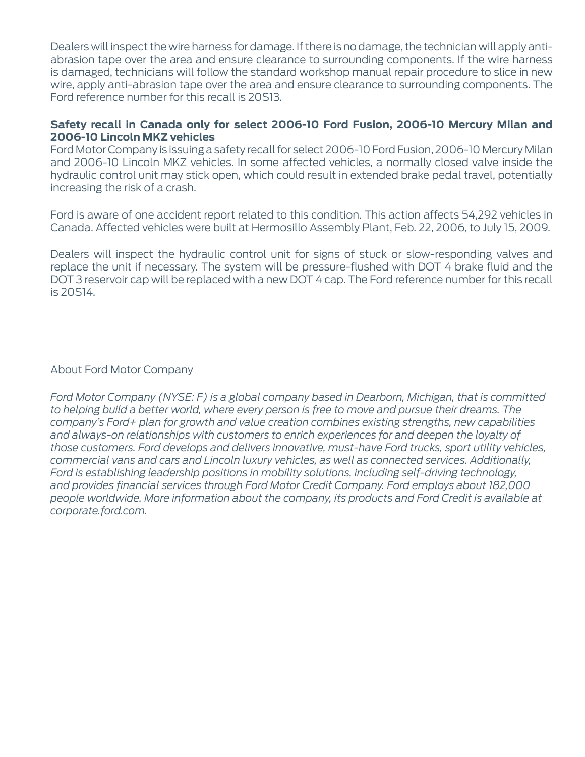Dealers will inspect the wire harness for damage. If there is no damage, the technician will apply anti-abrasion tape over the area and ensure clearance to surrounding components. If the wire harness is damaged, technicians will follow the standard workshop manual repair procedure to slice in new wire, apply anti-abrasion tape over the area and ensure clearance to surrounding components. The Ford reference number for this recall is 20S13.

**Safety recall in Canada only for select 2006-10 Ford Fusion, 2006-10 Mercury Milan and 2006-10 Lincoln MKZ vehicles**

Ford Motor Company is issuing a safety recall for select 2006-10 Ford Fusion, 2006-10 Mercury Milan and 2006-10 Lincoln MKZ vehicles. In some affected vehicles, a normally closed valve inside the hydraulic control unit may stick open, which could result in extended brake pedal travel, potentially increasing the risk of a crash.

Ford is aware of one accident report related to this condition. This action affects 54,292 vehicles in Canada. Affected vehicles were built at Hermosillo Assembly Plant, Feb. 22, 2006, to July 15, 2009.

Dealers will inspect the hydraulic control unit for signs of stuck or slow-responding valves and replace the unit if necessary. The system will be pressure-flushed with DOT 4 brake fluid and the DOT 3 reservoir cap will be replaced with a new DOT 4 cap. The Ford reference number for this recall is 20S14.

About Ford Motor Company

*Ford Motor Company (NYSE: F) is a global company based in Dearborn, Michigan, that is committed to helping build a better world, where every person is free to move and pursue their dreams. The company's Ford+ plan for growth and value creation combines existing strengths, new capabilities and always-on relationships with customers to enrich experiences for and deepen the loyalty of those customers. Ford develops and delivers innovative, must-have Ford trucks, sport utility vehicles, commercial vans and cars and Lincoln luxury vehicles, as well as connected services. Additionally, Ford is establishing leadership positions in mobility solutions, including self-driving technology, and provides financial services through Ford Motor Credit Company. Ford employs about 182,000 people worldwide. More information about the company, its products and Ford Credit is available at corporate.ford.com.*